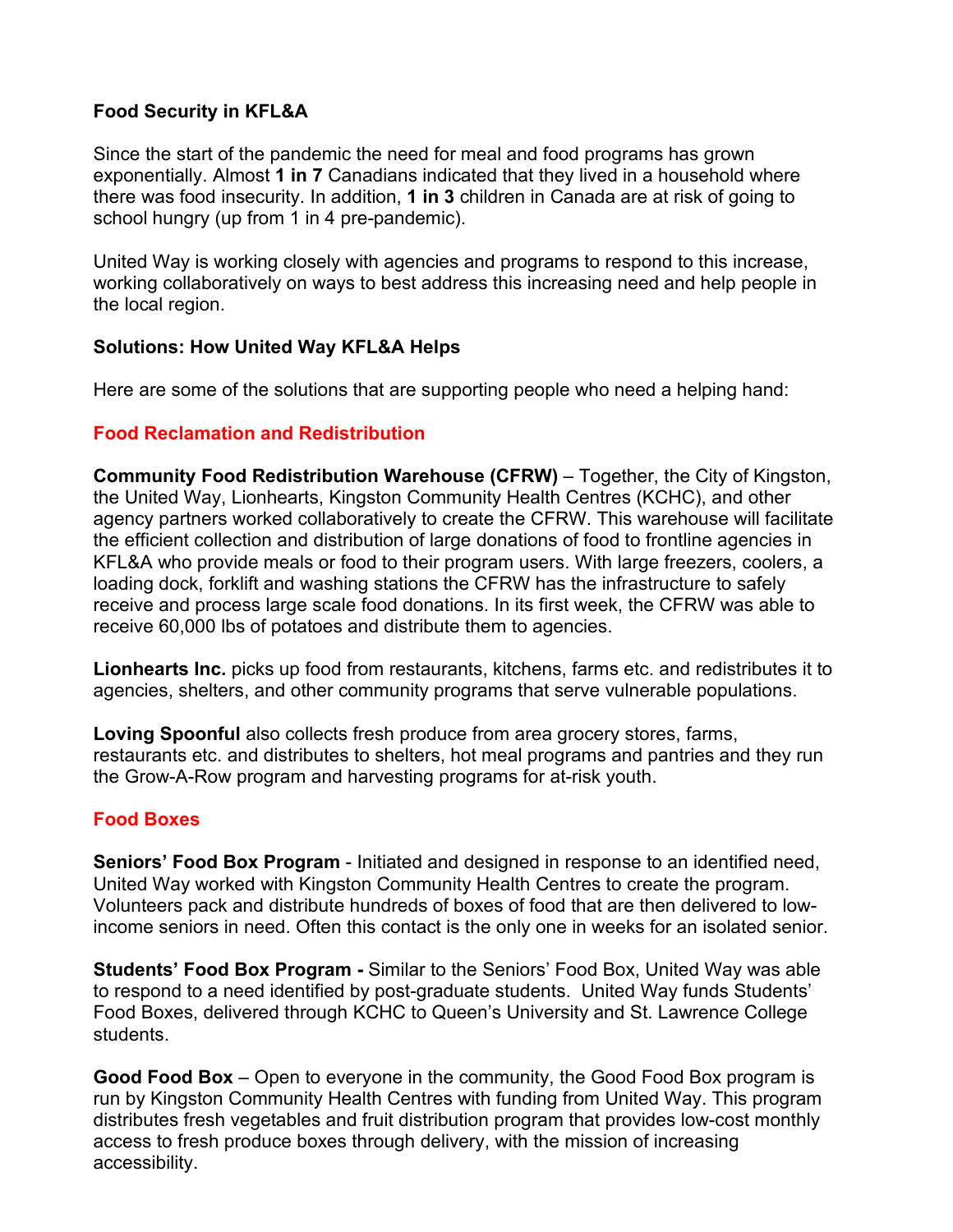## Food Security in KFL&A

Since the start of the pandemic the need for meal and food programs has grown exponentially. Almost **1 in 7** Canadians indicated that they lived in a household where there was food insecurity. In addition, **1 in 3** children in Canada are at risk of going to school hungry (up from 1 in 4 pre-pandemic).

United Way is working closely with agencies and programs to respond to this increase, working collaboratively on ways to best address this increasing need and help people in the local region.

## Solutions: How United Way KFL&A Helps

Here are some of the solutions that are supporting people who need a helping hand:

### Food Reclamation and Redistribution

**Community Food Redistribution Warehouse (CFRW)** – Together, the City of Kingston, the United Way, Lionhearts, Kingston Community Health Centres (KCHC), and other agency partners worked collaboratively to create the CFRW. This warehouse will facilitate the efficient collection and distribution of large donations of food to frontline agencies in KFL&A who provide meals or food to their program users. With large freezers, coolers, a loading dock, forklift and washing stations the CFRW has the infrastructure to safely receive and process large scale food donations. In its first week, the CFRW was able to receive 60,000 lbs of potatoes and distribute them to agencies.

**Lionhearts Inc.** picks up food from restaurants, kitchens, farms etc. and redistributes it to agencies, shelters, and other community programs that serve vulnerable populations.

**Loving Spoonful** also collects fresh produce from area grocery stores, farms, restaurants etc. and distributes to shelters, hot meal programs and pantries and they run the Grow-A-Row program and harvesting programs for at-risk youth.

### Food Boxes

**Seniors' Food Box Program** - Initiated and designed in response to an identified need, United Way worked with Kingston Community Health Centres to create the program. Volunteers pack and distribute hundreds of boxes of food that are then delivered to low-income seniors in need. Often this contact is the only one in weeks for an isolated senior.

**Students' Food Box Program -** Similar to the Seniors' Food Box, United Way was able to respond to a need identified by post-graduate students. United Way funds Students' Food Boxes, delivered through KCHC to Queen's University and St. Lawrence College students.

**Good Food Box** – Open to everyone in the community, the Good Food Box program is run by Kingston Community Health Centres with funding from United Way. This program distributes fresh vegetables and fruit distribution program that provides low-cost monthly access to fresh produce boxes through delivery, with the mission of increasing accessibility.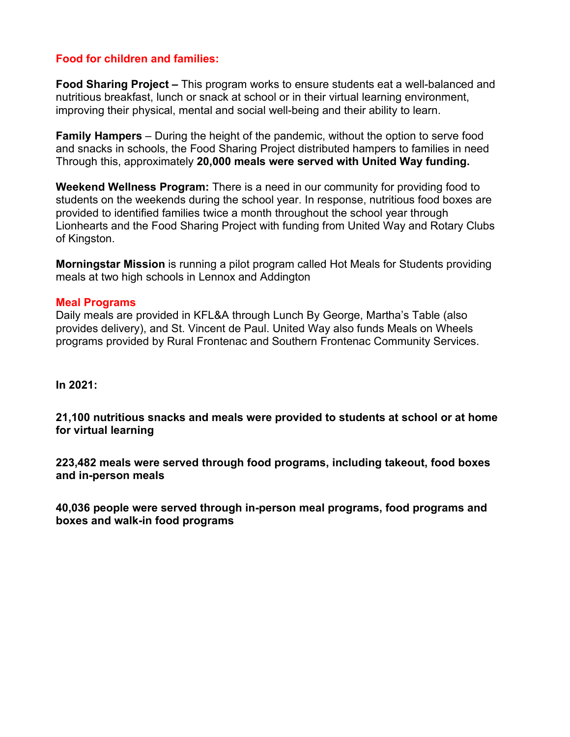## Food for children and families:

**Food Sharing Project –** This program works to ensure students eat a well-balanced and nutritious breakfast, lunch or snack at school or in their virtual learning environment, improving their physical, mental and social well-being and their ability to learn.

**Family Hampers** – During the height of the pandemic, without the option to serve food and snacks in schools, the Food Sharing Project distributed hampers to families in need Through this, approximately **20,000 meals were served with United Way funding.**

**Weekend Wellness Program:** There is a need in our community for providing food to students on the weekends during the school year. In response, nutritious food boxes are provided to identified families twice a month throughout the school year through Lionhearts and the Food Sharing Project with funding from United Way and Rotary Clubs of Kingston.

**Morningstar Mission** is running a pilot program called Hot Meals for Students providing meals at two high schools in Lennox and Addington

## Meal Programs

Daily meals are provided in KFL&A through Lunch By George, Martha's Table (also provides delivery), and St. Vincent de Paul. United Way also funds Meals on Wheels programs provided by Rural Frontenac and Southern Frontenac Community Services.

**In 2021:**

**21,100 nutritious snacks and meals were provided to students at school or at home for virtual learning**

**223,482 meals were served through food programs, including takeout, food boxes and in-person meals**

**40,036 people were served through in-person meal programs, food programs and boxes and walk-in food programs**